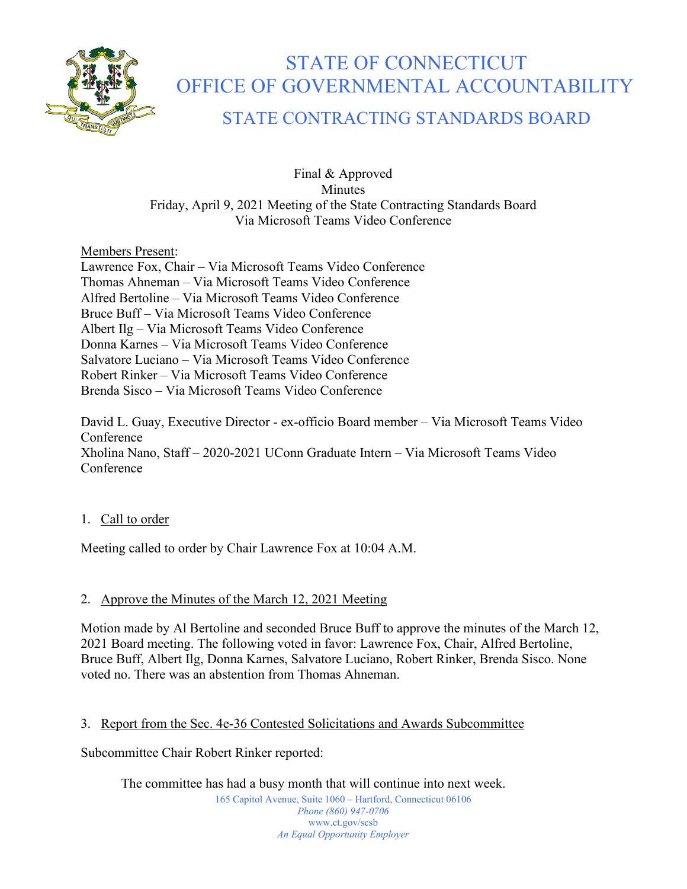# STATE OF CONNECTICUT
# OFFICE OF GOVERNMENTAL ACCOUNTABILITY
## STATE CONTRACTING STANDARDS BOARD

Final & Approved
Minutes
Friday, April 9, 2021 Meeting of the State Contracting Standards Board
Via Microsoft Teams Video Conference

Members Present:
Lawrence Fox, Chair – Via Microsoft Teams Video Conference
Thomas Ahneman – Via Microsoft Teams Video Conference
Alfred Bertoline – Via Microsoft Teams Video Conference
Bruce Buff – Via Microsoft Teams Video Conference
Albert Ilg – Via Microsoft Teams Video Conference
Donna Karnes – Via Microsoft Teams Video Conference
Salvatore Luciano – Via Microsoft Teams Video Conference
Robert Rinker – Via Microsoft Teams Video Conference
Brenda Sisco – Via Microsoft Teams Video Conference

David L. Guay, Executive Director - ex-officio Board member – Via Microsoft Teams Video Conference
Xholina Nano, Staff – 2020-2021 UConn Graduate Intern – Via Microsoft Teams Video Conference

1. Call to order

Meeting called to order by Chair Lawrence Fox at 10:04 A.M.

2. Approve the Minutes of the March 12, 2021 Meeting

Motion made by Al Bertoline and seconded Bruce Buff to approve the minutes of the March 12, 2021 Board meeting. The following voted in favor: Lawrence Fox, Chair, Alfred Bertoline, Bruce Buff, Albert Ilg, Donna Karnes, Salvatore Luciano, Robert Rinker, Brenda Sisco. None voted no. There was an abstention from Thomas Ahneman.

3. Report from the Sec. 4e-36 Contested Solicitations and Awards Subcommittee

Subcommittee Chair Robert Rinker reported:

The committee has had a busy month that will continue into next week.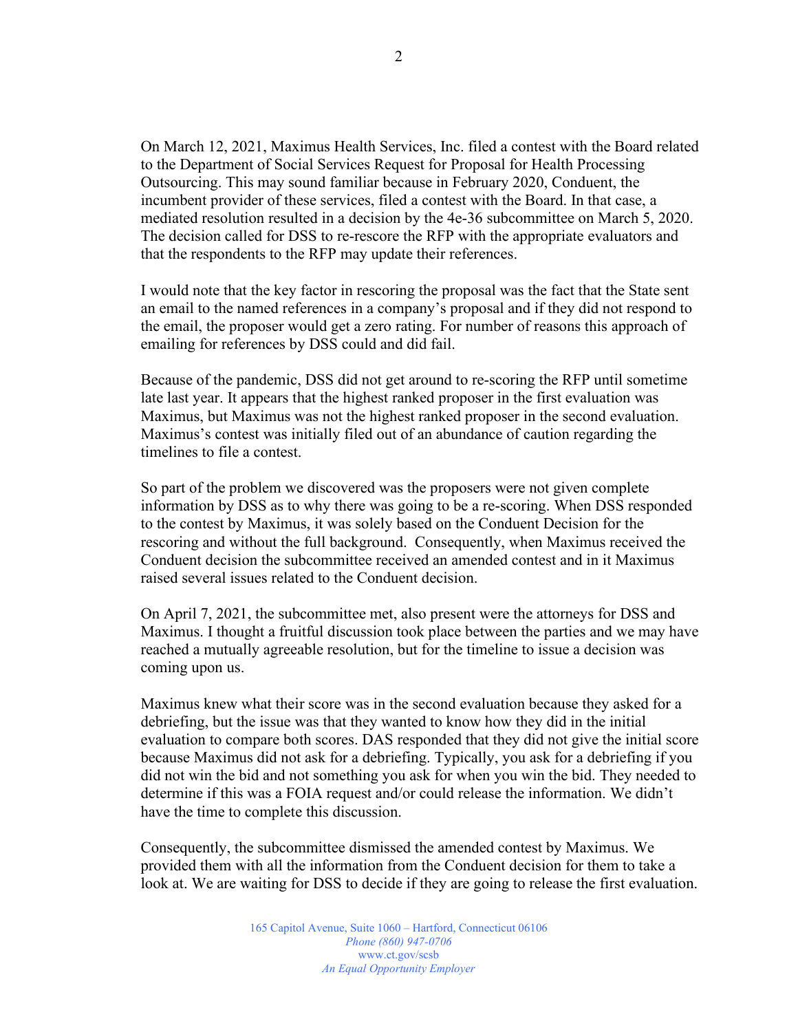On March 12, 2021, Maximus Health Services, Inc. filed a contest with the Board related to the Department of Social Services Request for Proposal for Health Processing Outsourcing. This may sound familiar because in February 2020, Conduent, the incumbent provider of these services, filed a contest with the Board. In that case, a mediated resolution resulted in a decision by the 4e-36 subcommittee on March 5, 2020. The decision called for DSS to re-rescore the RFP with the appropriate evaluators and that the respondents to the RFP may update their references.

I would note that the key factor in rescoring the proposal was the fact that the State sent an email to the named references in a company's proposal and if they did not respond to the email, the proposer would get a zero rating. For number of reasons this approach of emailing for references by DSS could and did fail.

Because of the pandemic, DSS did not get around to re-scoring the RFP until sometime late last year. It appears that the highest ranked proposer in the first evaluation was Maximus, but Maximus was not the highest ranked proposer in the second evaluation. Maximus's contest was initially filed out of an abundance of caution regarding the timelines to file a contest.

So part of the problem we discovered was the proposers were not given complete information by DSS as to why there was going to be a re-scoring. When DSS responded to the contest by Maximus, it was solely based on the Conduent Decision for the rescoring and without the full background. Consequently, when Maximus received the Conduent decision the subcommittee received an amended contest and in it Maximus raised several issues related to the Conduent decision.

On April 7, 2021, the subcommittee met, also present were the attorneys for DSS and Maximus. I thought a fruitful discussion took place between the parties and we may have reached a mutually agreeable resolution, but for the timeline to issue a decision was coming upon us.

Maximus knew what their score was in the second evaluation because they asked for a debriefing, but the issue was that they wanted to know how they did in the initial evaluation to compare both scores. DAS responded that they did not give the initial score because Maximus did not ask for a debriefing. Typically, you ask for a debriefing if you did not win the bid and not something you ask for when you win the bid. They needed to determine if this was a FOIA request and/or could release the information. We didn't have the time to complete this discussion.

Consequently, the subcommittee dismissed the amended contest by Maximus. We provided them with all the information from the Conduent decision for them to take a look at. We are waiting for DSS to decide if they are going to release the first evaluation.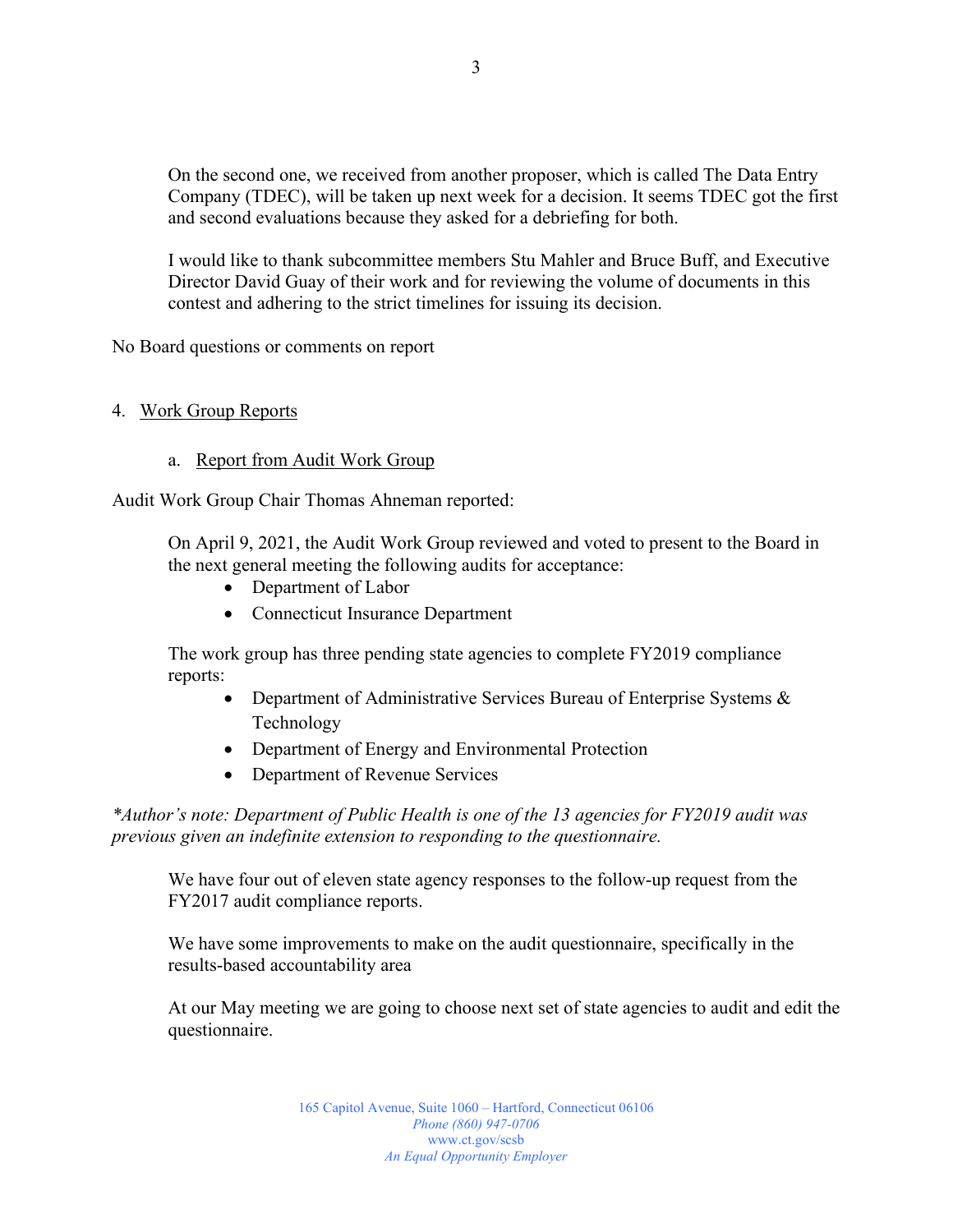On the second one, we received from another proposer, which is called The Data Entry Company (TDEC), will be taken up next week for a decision. It seems TDEC got the first and second evaluations because they asked for a debriefing for both.

I would like to thank subcommittee members Stu Mahler and Bruce Buff, and Executive Director David Guay of their work and for reviewing the volume of documents in this contest and adhering to the strict timelines for issuing its decision.

No Board questions or comments on report

4. Work Group Reports

   a. Report from Audit Work Group

Audit Work Group Chair Thomas Ahneman reported:

On April 9, 2021, the Audit Work Group reviewed and voted to present to the Board in the next general meeting the following audits for acceptance:

- Department of Labor
- Connecticut Insurance Department

The work group has three pending state agencies to complete FY2019 compliance reports:

- Department of Administrative Services Bureau of Enterprise Systems & Technology
- Department of Energy and Environmental Protection
- Department of Revenue Services

**Author's note: Department of Public Health is one of the 13 agencies for FY2019 audit was previous given an indefinite extension to responding to the questionnaire.*

We have four out of eleven state agency responses to the follow-up request from the FY2017 audit compliance reports.

We have some improvements to make on the audit questionnaire, specifically in the results-based accountability area

At our May meeting we are going to choose next set of state agencies to audit and edit the questionnaire.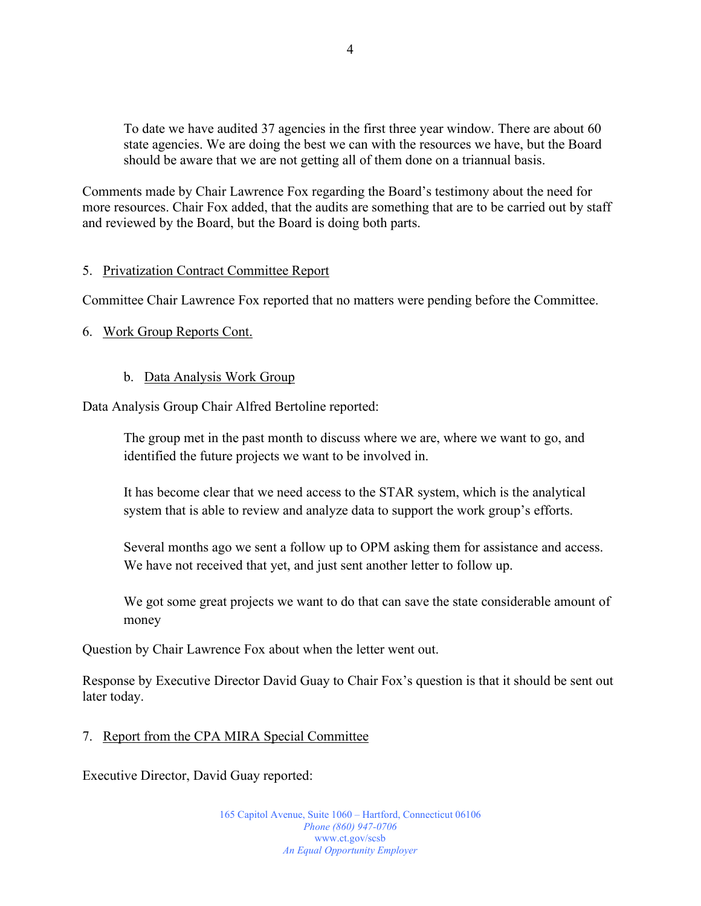> To date we have audited 37 agencies in the first three year window. There are about 60 state agencies. We are doing the best we can with the resources we have, but the Board should be aware that we are not getting all of them done on a triannual basis.

Comments made by Chair Lawrence Fox regarding the Board's testimony about the need for more resources. Chair Fox added, that the audits are something that are to be carried out by staff and reviewed by the Board, but the Board is doing both parts.

5. Privatization Contract Committee Report

Committee Chair Lawrence Fox reported that no matters were pending before the Committee.

6. Work Group Reports Cont.

   b. Data Analysis Work Group

Data Analysis Group Chair Alfred Bertoline reported:

> The group met in the past month to discuss where we are, where we want to go, and identified the future projects we want to be involved in.
>
> It has become clear that we need access to the STAR system, which is the analytical system that is able to review and analyze data to support the work group's efforts.
>
> Several months ago we sent a follow up to OPM asking them for assistance and access. We have not received that yet, and just sent another letter to follow up.
>
> We got some great projects we want to do that can save the state considerable amount of money

Question by Chair Lawrence Fox about when the letter went out.

Response by Executive Director David Guay to Chair Fox's question is that it should be sent out later today.

7. Report from the CPA MIRA Special Committee

Executive Director, David Guay reported: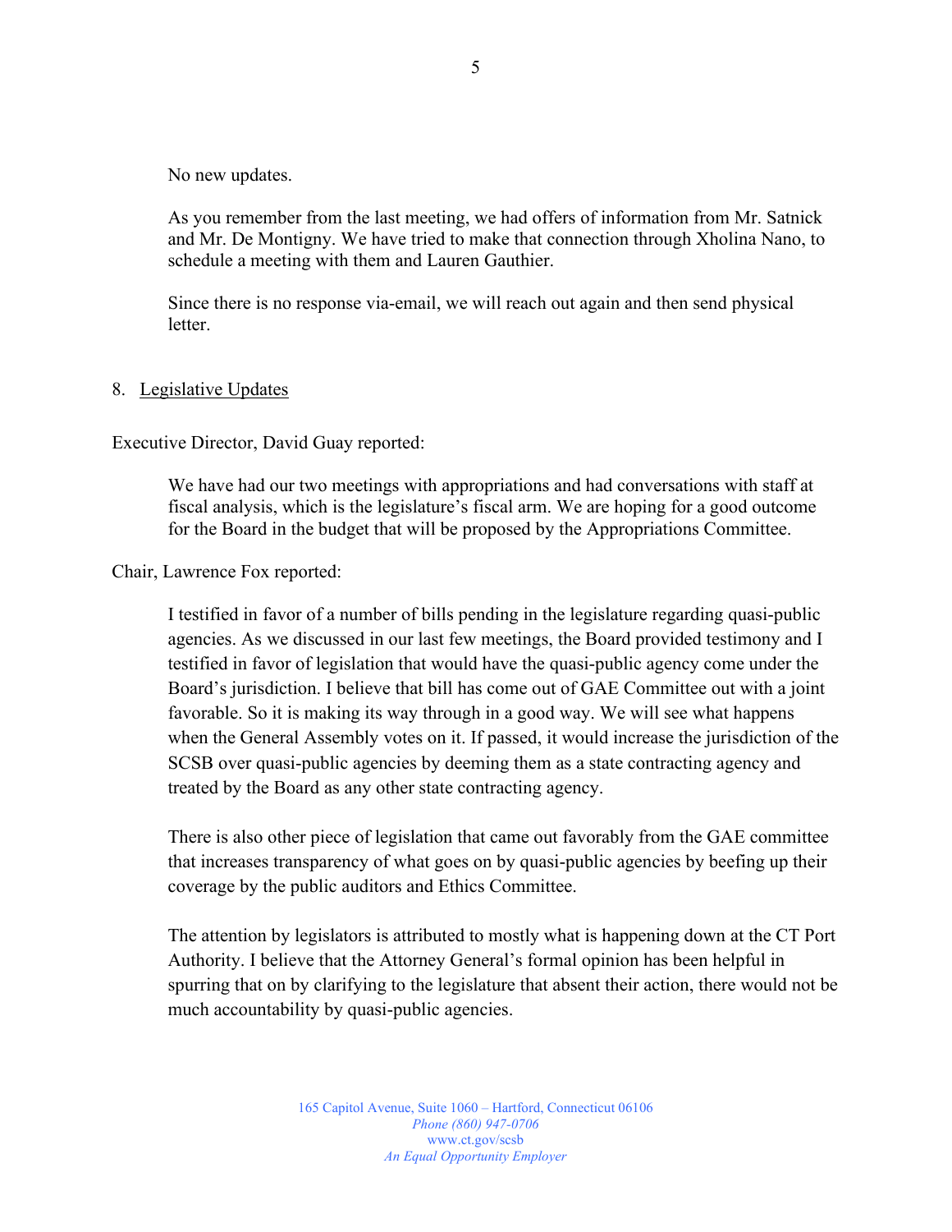No new updates.

As you remember from the last meeting, we had offers of information from Mr. Satnick and Mr. De Montigny. We have tried to make that connection through Xholina Nano, to schedule a meeting with them and Lauren Gauthier.

Since there is no response via-email, we will reach out again and then send physical letter.

8. Legislative Updates

Executive Director, David Guay reported:

> We have had our two meetings with appropriations and had conversations with staff at fiscal analysis, which is the legislature's fiscal arm. We are hoping for a good outcome for the Board in the budget that will be proposed by the Appropriations Committee.

Chair, Lawrence Fox reported:

> I testified in favor of a number of bills pending in the legislature regarding quasi-public agencies. As we discussed in our last few meetings, the Board provided testimony and I testified in favor of legislation that would have the quasi-public agency come under the Board's jurisdiction. I believe that bill has come out of GAE Committee out with a joint favorable. So it is making its way through in a good way. We will see what happens when the General Assembly votes on it. If passed, it would increase the jurisdiction of the SCSB over quasi-public agencies by deeming them as a state contracting agency and treated by the Board as any other state contracting agency.
>
> There is also other piece of legislation that came out favorably from the GAE committee that increases transparency of what goes on by quasi-public agencies by beefing up their coverage by the public auditors and Ethics Committee.
>
> The attention by legislators is attributed to mostly what is happening down at the CT Port Authority. I believe that the Attorney General's formal opinion has been helpful in spurring that on by clarifying to the legislature that absent their action, there would not be much accountability by quasi-public agencies.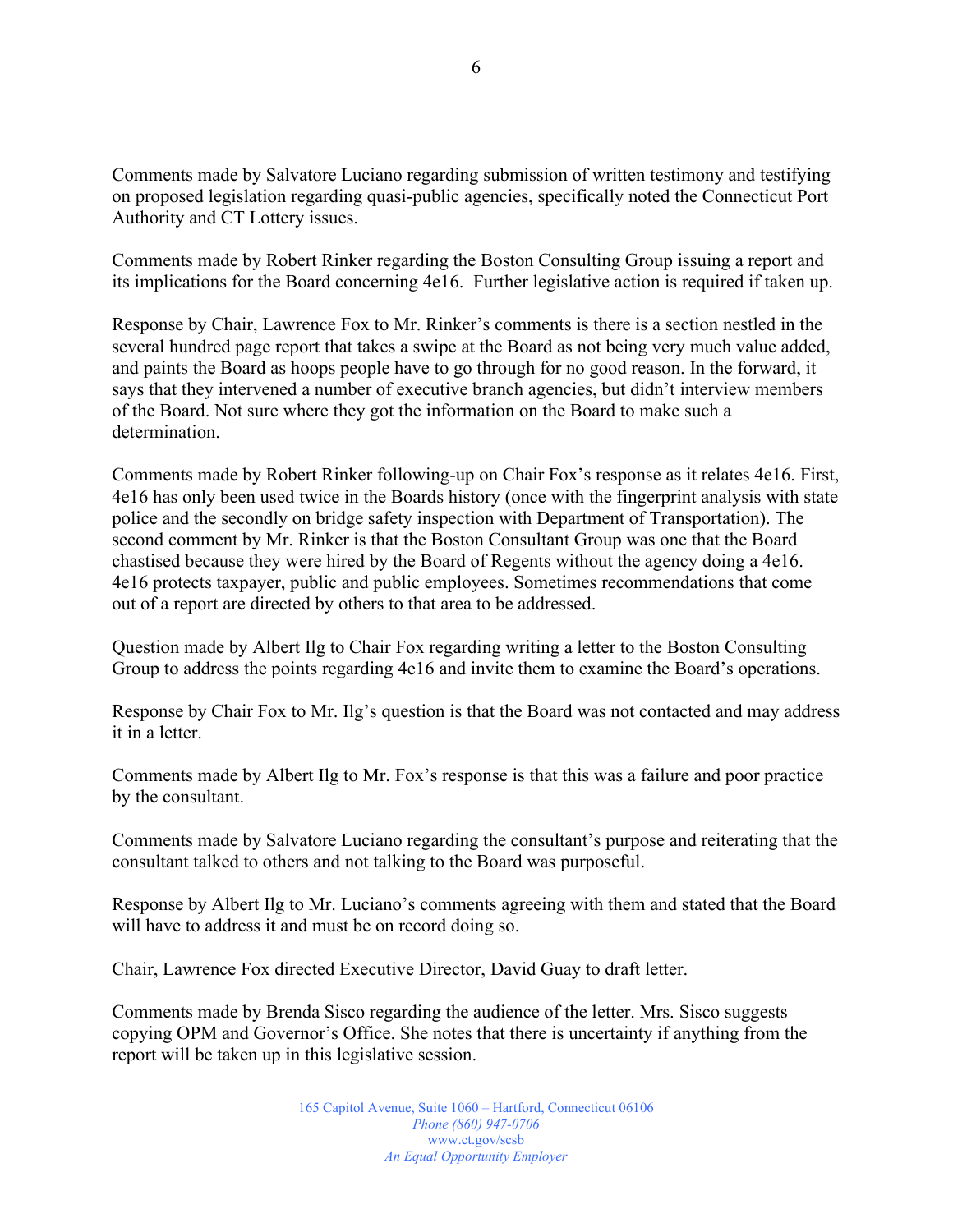Comments made by Salvatore Luciano regarding submission of written testimony and testifying on proposed legislation regarding quasi-public agencies, specifically noted the Connecticut Port Authority and CT Lottery issues.

Comments made by Robert Rinker regarding the Boston Consulting Group issuing a report and its implications for the Board concerning 4e16. Further legislative action is required if taken up.

Response by Chair, Lawrence Fox to Mr. Rinker's comments is there is a section nestled in the several hundred page report that takes a swipe at the Board as not being very much value added, and paints the Board as hoops people have to go through for no good reason. In the forward, it says that they intervened a number of executive branch agencies, but didn't interview members of the Board. Not sure where they got the information on the Board to make such a determination.

Comments made by Robert Rinker following-up on Chair Fox's response as it relates 4e16. First, 4e16 has only been used twice in the Boards history (once with the fingerprint analysis with state police and the secondly on bridge safety inspection with Department of Transportation). The second comment by Mr. Rinker is that the Boston Consultant Group was one that the Board chastised because they were hired by the Board of Regents without the agency doing a 4e16. 4e16 protects taxpayer, public and public employees. Sometimes recommendations that come out of a report are directed by others to that area to be addressed.

Question made by Albert Ilg to Chair Fox regarding writing a letter to the Boston Consulting Group to address the points regarding 4e16 and invite them to examine the Board's operations.

Response by Chair Fox to Mr. Ilg's question is that the Board was not contacted and may address it in a letter.

Comments made by Albert Ilg to Mr. Fox's response is that this was a failure and poor practice by the consultant.

Comments made by Salvatore Luciano regarding the consultant's purpose and reiterating that the consultant talked to others and not talking to the Board was purposeful.

Response by Albert Ilg to Mr. Luciano's comments agreeing with them and stated that the Board will have to address it and must be on record doing so.

Chair, Lawrence Fox directed Executive Director, David Guay to draft letter.

Comments made by Brenda Sisco regarding the audience of the letter. Mrs. Sisco suggests copying OPM and Governor's Office. She notes that there is uncertainty if anything from the report will be taken up in this legislative session.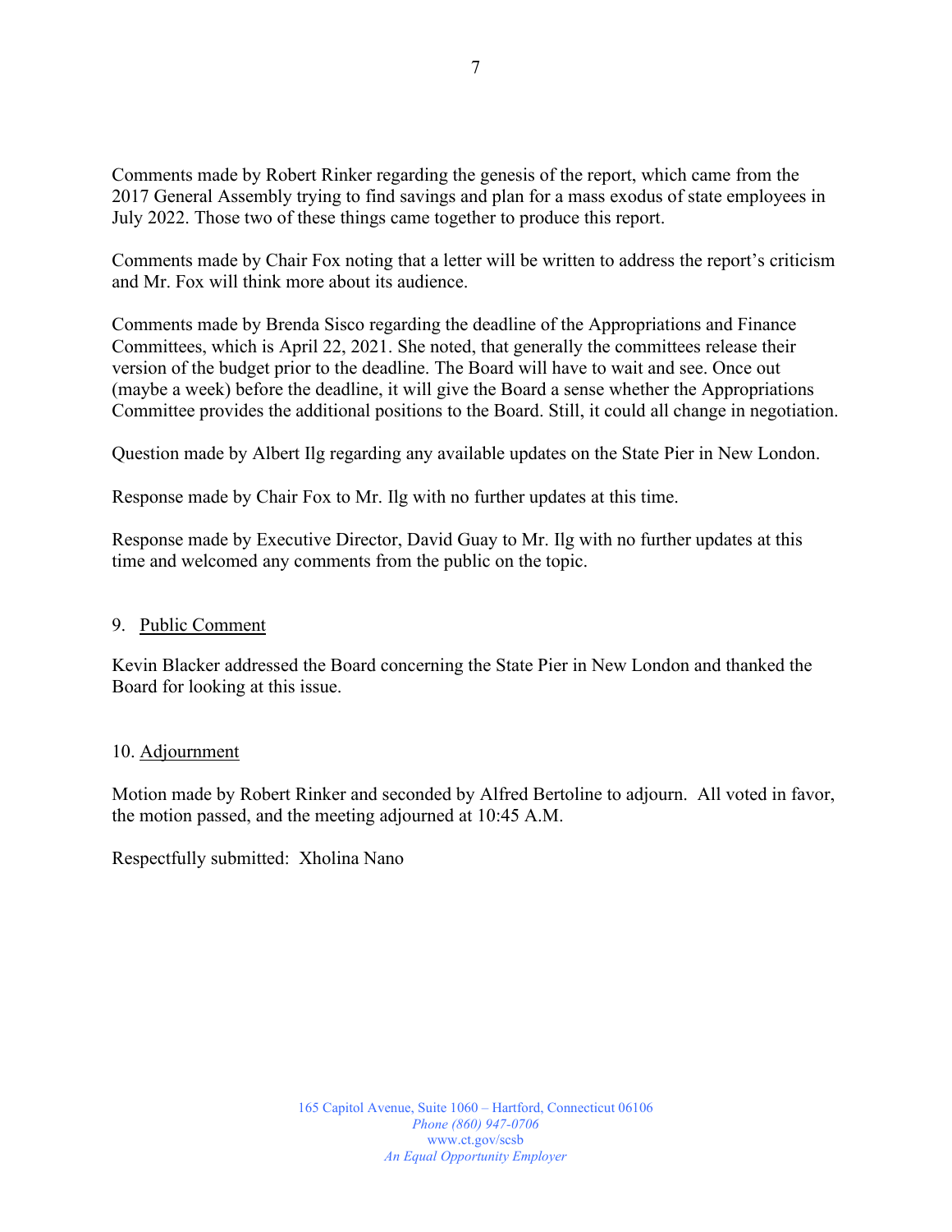Comments made by Robert Rinker regarding the genesis of the report, which came from the 2017 General Assembly trying to find savings and plan for a mass exodus of state employees in July 2022. Those two of these things came together to produce this report.

Comments made by Chair Fox noting that a letter will be written to address the report's criticism and Mr. Fox will think more about its audience.

Comments made by Brenda Sisco regarding the deadline of the Appropriations and Finance Committees, which is April 22, 2021. She noted, that generally the committees release their version of the budget prior to the deadline. The Board will have to wait and see. Once out (maybe a week) before the deadline, it will give the Board a sense whether the Appropriations Committee provides the additional positions to the Board. Still, it could all change in negotiation.

Question made by Albert Ilg regarding any available updates on the State Pier in New London.

Response made by Chair Fox to Mr. Ilg with no further updates at this time.

Response made by Executive Director, David Guay to Mr. Ilg with no further updates at this time and welcomed any comments from the public on the topic.

9. <u>Public Comment</u>

Kevin Blacker addressed the Board concerning the State Pier in New London and thanked the Board for looking at this issue.

10. <u>Adjournment</u>

Motion made by Robert Rinker and seconded by Alfred Bertoline to adjourn. All voted in favor, the motion passed, and the meeting adjourned at 10:45 A.M.

Respectfully submitted: Xholina Nano

165 Capitol Avenue, Suite 1060 – Hartford, Connecticut 06106
*Phone (860) 947-0706*
www.ct.gov/scsb
*An Equal Opportunity Employer*